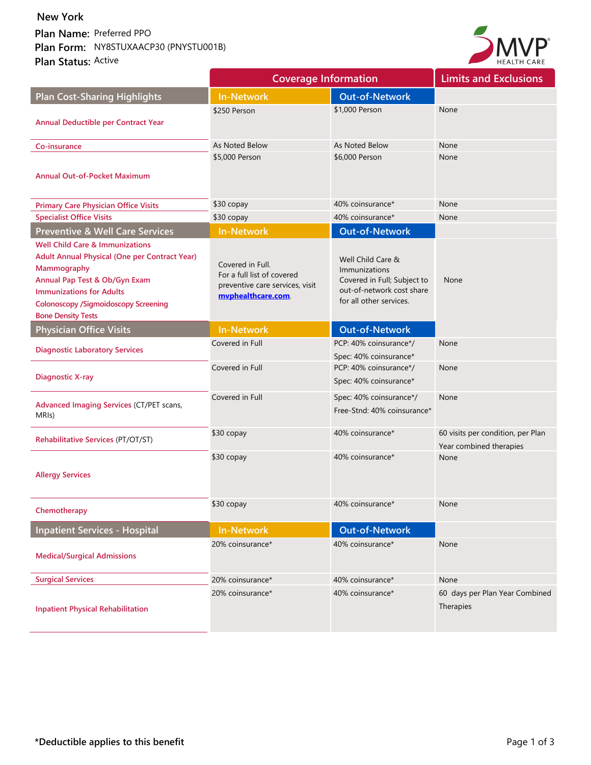New York

**Plan Name:** Preferred PPO
**Plan Form:** NY8STUXAACP30 (PNYSTU001B)
**Plan Status:** Active

| | Coverage Information | | Limits and Exclusions |
|---|---|---|---|
| **Plan Cost-Sharing Highlights** | **In-Network** | **Out-of-Network** | |
| Annual Deductible per Contract Year | $250 Person | $1,000 Person | None |
| Co-insurance | As Noted Below | As Noted Below | None |
| Annual Out-of-Pocket Maximum | $5,000 Person | $6,000 Person | None |
| Primary Care Physician Office Visits | $30 copay | 40% coinsurance* | None |
| Specialist Office Visits | $30 copay | 40% coinsurance* | None |
| **Preventive & Well Care Services** | **In-Network** | **Out-of-Network** | |
| Well Child Care & Immunizations<br>Adult Annual Physical (One per Contract Year)<br>Mammography<br>Annual Pap Test & Ob/Gyn Exam<br>Immunizations for Adults<br>Colonoscopy /Sigmoidoscopy Screening<br>Bone Density Tests | Covered in Full.<br>For a full list of covered preventive care services, visit mvphealthcare.com. | Well Child Care & Immunizations Covered in Full; Subject to out-of-network cost share for all other services. | None |
| **Physician Office Visits** | **In-Network** | **Out-of-Network** | |
| Diagnostic Laboratory Services | Covered in Full | PCP: 40% coinsurance*/<br>Spec: 40% coinsurance* | None |
| Diagnostic X-ray | Covered in Full | PCP: 40% coinsurance*/<br>Spec: 40% coinsurance* | None |
| Advanced Imaging Services (CT/PET scans, MRIs) | Covered in Full | Spec: 40% coinsurance*/<br>Free-Stnd: 40% coinsurance* | None |
| Rehabilitative Services (PT/OT/ST) | $30 copay | 40% coinsurance* | 60 visits per condition, per Plan Year combined therapies |
| Allergy Services | $30 copay | 40% coinsurance* | None |
| Chemotherapy | $30 copay | 40% coinsurance* | None |
| **Inpatient Services - Hospital** | **In-Network** | **Out-of-Network** | |
| Medical/Surgical Admissions | 20% coinsurance* | 40% coinsurance* | None |
| Surgical Services | 20% coinsurance* | 40% coinsurance* | None |
| Inpatient Physical Rehabilitation | 20% coinsurance* | 40% coinsurance* | 60 days per Plan Year Combined Therapies |

***Deductible applies to this benefit**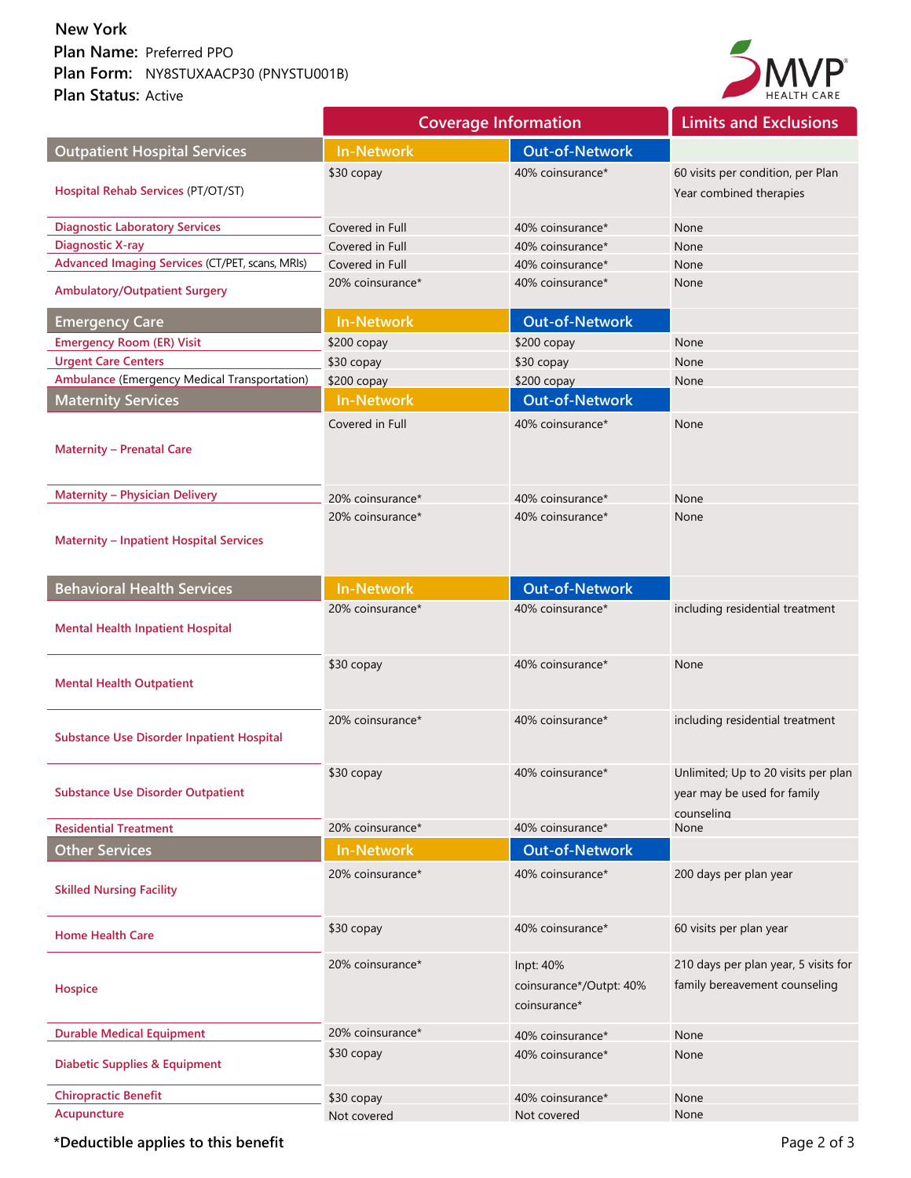**New York**
**Plan Name:** Preferred PPO
**Plan Form:** NY8STUXAACP30 (PNYSTU001B)
**Plan Status:** Active

| | Coverage Information | | Limits and Exclusions |
|---|---|---|---|
| **Outpatient Hospital Services** | **In-Network** | **Out-of-Network** | |
| Hospital Rehab Services (PT/OT/ST) | $30 copay | 40% coinsurance* | 60 visits per condition, per Plan Year combined therapies |
| Diagnostic Laboratory Services | Covered in Full | 40% coinsurance* | None |
| Diagnostic X-ray | Covered in Full | 40% coinsurance* | None |
| Advanced Imaging Services (CT/PET, scans, MRIs) | Covered in Full | 40% coinsurance* | None |
| Ambulatory/Outpatient Surgery | 20% coinsurance* | 40% coinsurance* | None |
| **Emergency Care** | **In-Network** | **Out-of-Network** | |
| Emergency Room (ER) Visit | $200 copay | $200 copay | None |
| Urgent Care Centers | $30 copay | $30 copay | None |
| Ambulance (Emergency Medical Transportation) | $200 copay | $200 copay | None |
| **Maternity Services** | **In-Network** | **Out-of-Network** | |
| Maternity – Prenatal Care | Covered in Full | 40% coinsurance* | None |
| Maternity – Physician Delivery | 20% coinsurance* | 40% coinsurance* | None |
| Maternity – Inpatient Hospital Services | 20% coinsurance* | 40% coinsurance* | None |
| **Behavioral Health Services** | **In-Network** | **Out-of-Network** | |
| Mental Health Inpatient Hospital | 20% coinsurance* | 40% coinsurance* | including residential treatment |
| Mental Health Outpatient | $30 copay | 40% coinsurance* | None |
| Substance Use Disorder Inpatient Hospital | 20% coinsurance* | 40% coinsurance* | including residential treatment |
| Substance Use Disorder Outpatient | $30 copay | 40% coinsurance* | Unlimited; Up to 20 visits per plan year may be used for family counseling |
| Residential Treatment | 20% coinsurance* | 40% coinsurance* | None |
| **Other Services** | **In-Network** | **Out-of-Network** | |
| Skilled Nursing Facility | 20% coinsurance* | 40% coinsurance* | 200 days per plan year |
| Home Health Care | $30 copay | 40% coinsurance* | 60 visits per plan year |
| Hospice | 20% coinsurance* | Inpt: 40% coinsurance*/Outpt: 40% coinsurance* | 210 days per plan year, 5 visits for family bereavement counseling |
| Durable Medical Equipment | 20% coinsurance* | 40% coinsurance* | None |
| Diabetic Supplies & Equipment | $30 copay | 40% coinsurance* | None |
| Chiropractic Benefit | $30 copay | 40% coinsurance* | None |
| Acupuncture | Not covered | Not covered | None |

***Deductible applies to this benefit**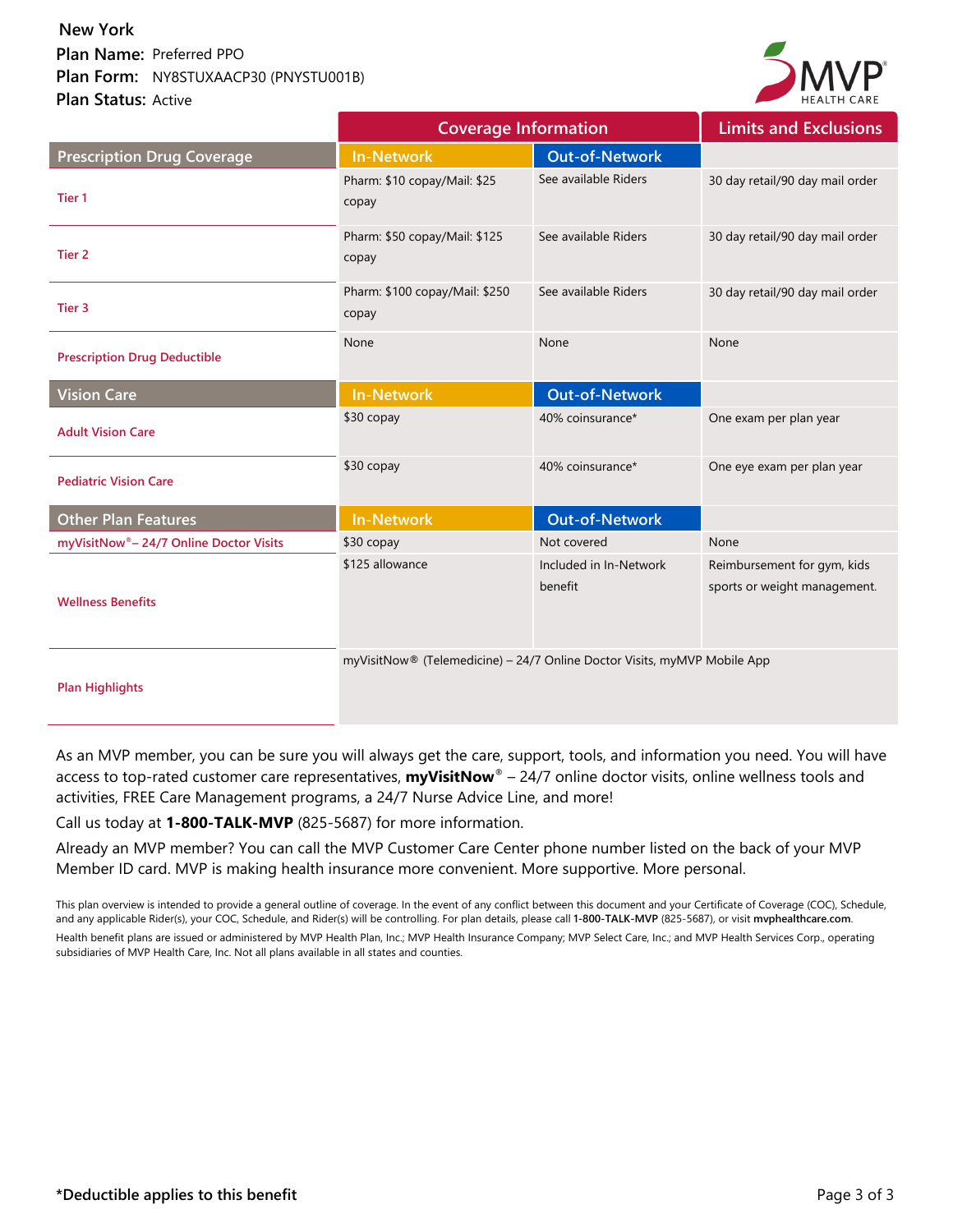New York
**Plan Name:** Preferred PPO
**Plan Form:** NY8STUXAACP30 (PNYSTU001B)
**Plan Status:** Active

| | Coverage Information | | Limits and Exclusions |
|---|---|---|---|
| **Prescription Drug Coverage** | **In-Network** | **Out-of-Network** | |
| Tier 1 | Pharm: $10 copay/Mail: $25 copay | See available Riders | 30 day retail/90 day mail order |
| Tier 2 | Pharm: $50 copay/Mail: $125 copay | See available Riders | 30 day retail/90 day mail order |
| Tier 3 | Pharm: $100 copay/Mail: $250 copay | See available Riders | 30 day retail/90 day mail order |
| Prescription Drug Deductible | None | None | None |
| **Vision Care** | **In-Network** | **Out-of-Network** | |
| Adult Vision Care | $30 copay | 40% coinsurance* | One exam per plan year |
| Pediatric Vision Care | $30 copay | 40% coinsurance* | One eye exam per plan year |
| **Other Plan Features** | **In-Network** | **Out-of-Network** | |
| myVisitNow®– 24/7 Online Doctor Visits | $30 copay | Not covered | None |
| Wellness Benefits | $125 allowance | Included in In-Network benefit | Reimbursement for gym, kids sports or weight management. |
| Plan Highlights | myVisitNow® (Telemedicine) – 24/7 Online Doctor Visits, myMVP Mobile App | | |

As an MVP member, you can be sure you will always get the care, support, tools, and information you need. You will have access to top-rated customer care representatives, **myVisitNow®** – 24/7 online doctor visits, online wellness tools and activities, FREE Care Management programs, a 24/7 Nurse Advice Line, and more!

Call us today at **1-800-TALK-MVP** (825-5687) for more information.

Already an MVP member? You can call the MVP Customer Care Center phone number listed on the back of your MVP Member ID card. MVP is making health insurance more convenient. More supportive. More personal.

This plan overview is intended to provide a general outline of coverage. In the event of any conflict between this document and your Certificate of Coverage (COC), Schedule, and any applicable Rider(s), your COC, Schedule, and Rider(s) will be controlling. For plan details, please call **1-800-TALK-MVP** (825-5687), or visit **mvphealthcare.com**.

Health benefit plans are issued or administered by MVP Health Plan, Inc.; MVP Health Insurance Company; MVP Select Care, Inc.; and MVP Health Services Corp., operating subsidiaries of MVP Health Care, Inc. Not all plans available in all states and counties.

***Deductible applies to this benefit**